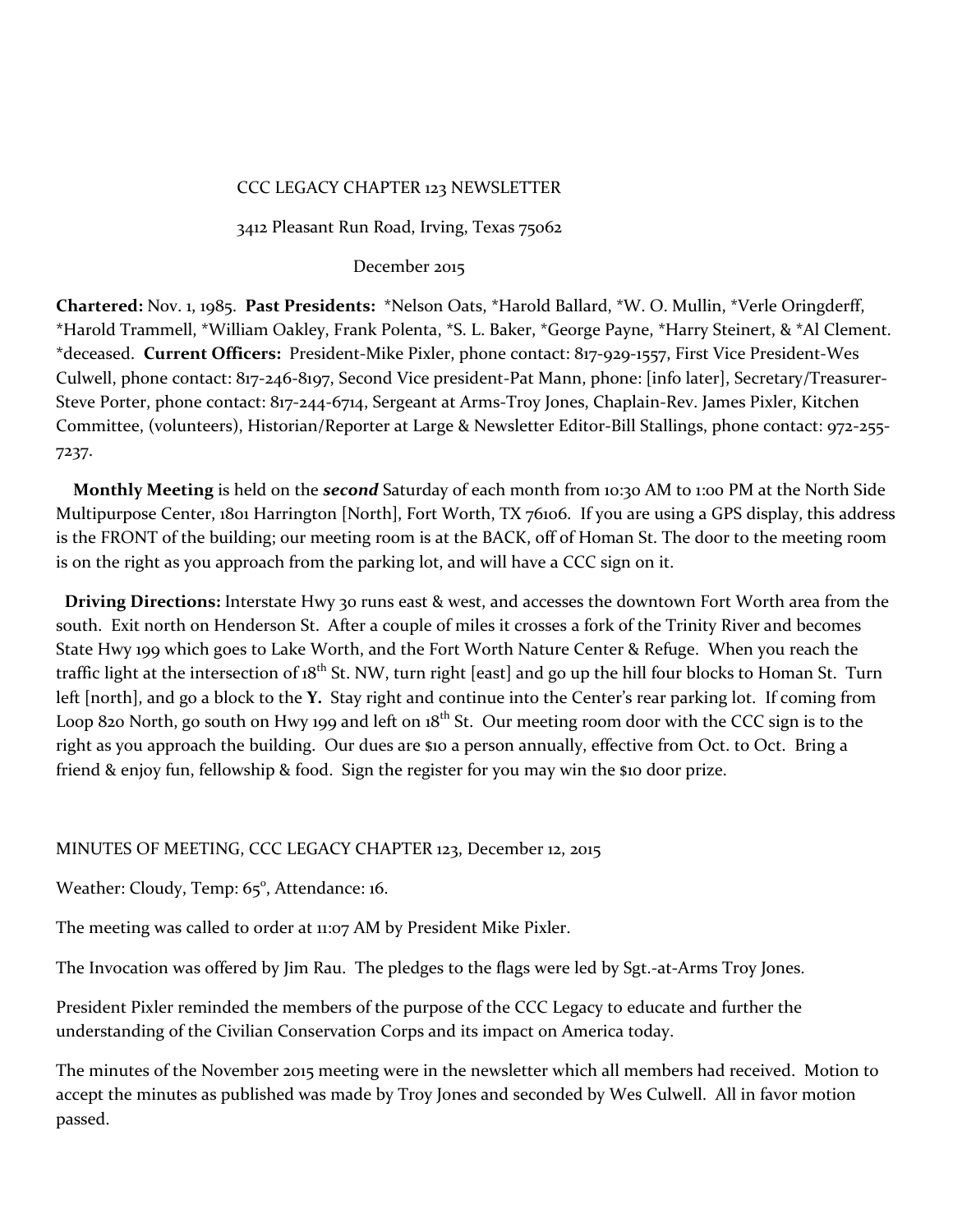CCC LEGACY CHAPTER 123 NEWSLETTER

3412 Pleasant Run Road, Irving, Texas 75062

December 2015

**Chartered:** Nov. 1, 1985. **Past Presidents:** *Nelson Oats, *Harold Ballard, *W. O. Mullin, *Verle Oringderff, *Harold Trammell, *William Oakley, Frank Polenta, *S. L. Baker, *George Payne, *Harry Steinert, & *Al Clement. *deceased. **Current Officers:** President-Mike Pixler, phone contact: 817-929-1557, First Vice President-Wes Culwell, phone contact: 817-246-8197, Second Vice president-Pat Mann, phone: [info later], Secretary/Treasurer-Steve Porter, phone contact: 817-244-6714, Sergeant at Arms-Troy Jones, Chaplain-Rev. James Pixler, Kitchen Committee, (volunteers), Historian/Reporter at Large & Newsletter Editor-Bill Stallings, phone contact: 972-255-7237.

**Monthly Meeting** is held on the ***second*** Saturday of each month from 10:30 AM to 1:00 PM at the North Side Multipurpose Center, 1801 Harrington [North], Fort Worth, TX 76106. If you are using a GPS display, this address is the FRONT of the building; our meeting room is at the BACK, off of Homan St. The door to the meeting room is on the right as you approach from the parking lot, and will have a CCC sign on it.

**Driving Directions:** Interstate Hwy 30 runs east & west, and accesses the downtown Fort Worth area from the south. Exit north on Henderson St. After a couple of miles it crosses a fork of the Trinity River and becomes State Hwy 199 which goes to Lake Worth, and the Fort Worth Nature Center & Refuge. When you reach the traffic light at the intersection of 18th St. NW, turn right [east] and go up the hill four blocks to Homan St. Turn left [north], and go a block to the **Y.** Stay right and continue into the Center's rear parking lot. If coming from Loop 820 North, go south on Hwy 199 and left on 18th St. Our meeting room door with the CCC sign is to the right as you approach the building. Our dues are $10 a person annually, effective from Oct. to Oct. Bring a friend & enjoy fun, fellowship & food. Sign the register for you may win the $10 door prize.

MINUTES OF MEETING, CCC LEGACY CHAPTER 123, December 12, 2015

Weather: Cloudy, Temp: 65°, Attendance: 16.

The meeting was called to order at 11:07 AM by President Mike Pixler.

The Invocation was offered by Jim Rau. The pledges to the flags were led by Sgt.-at-Arms Troy Jones.

President Pixler reminded the members of the purpose of the CCC Legacy to educate and further the understanding of the Civilian Conservation Corps and its impact on America today.

The minutes of the November 2015 meeting were in the newsletter which all members had received. Motion to accept the minutes as published was made by Troy Jones and seconded by Wes Culwell. All in favor motion passed.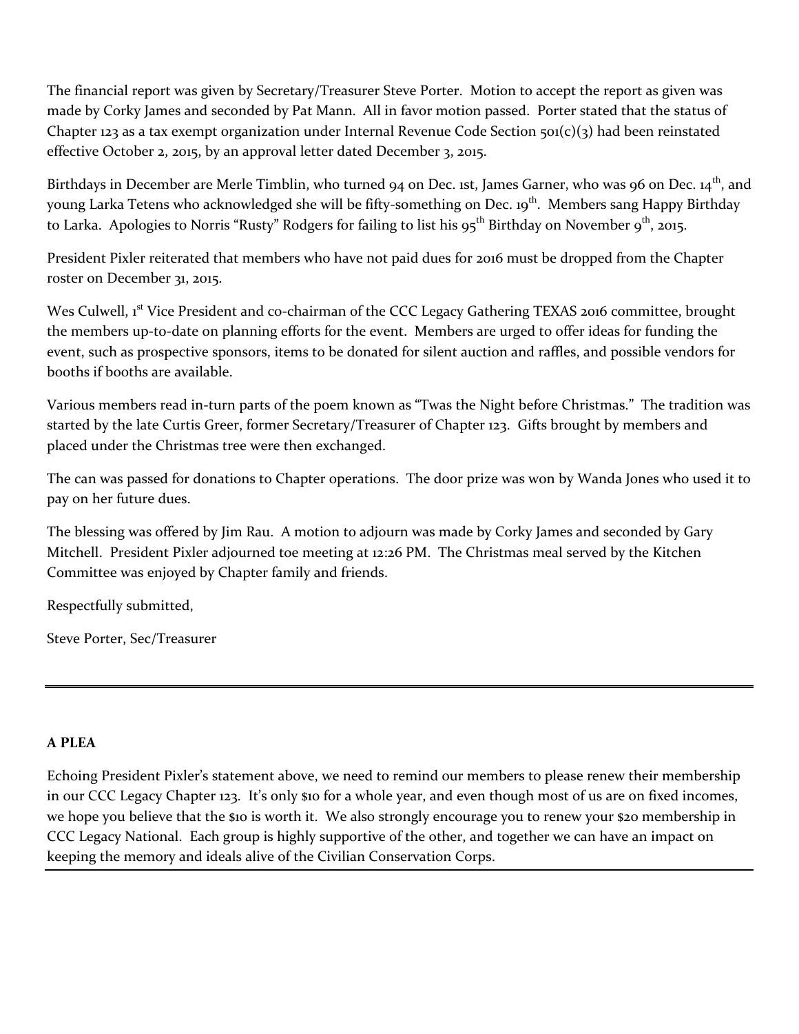The financial report was given by Secretary/Treasurer Steve Porter. Motion to accept the report as given was made by Corky James and seconded by Pat Mann. All in favor motion passed. Porter stated that the status of Chapter 123 as a tax exempt organization under Internal Revenue Code Section 501(c)(3) had been reinstated effective October 2, 2015, by an approval letter dated December 3, 2015.

Birthdays in December are Merle Timblin, who turned 94 on Dec. 1st, James Garner, who was 96 on Dec. 14th, and young Larka Tetens who acknowledged she will be fifty-something on Dec. 19th. Members sang Happy Birthday to Larka. Apologies to Norris "Rusty" Rodgers for failing to list his 95th Birthday on November 9th, 2015.

President Pixler reiterated that members who have not paid dues for 2016 must be dropped from the Chapter roster on December 31, 2015.

Wes Culwell, 1st Vice President and co-chairman of the CCC Legacy Gathering TEXAS 2016 committee, brought the members up-to-date on planning efforts for the event. Members are urged to offer ideas for funding the event, such as prospective sponsors, items to be donated for silent auction and raffles, and possible vendors for booths if booths are available.

Various members read in-turn parts of the poem known as "Twas the Night before Christmas." The tradition was started by the late Curtis Greer, former Secretary/Treasurer of Chapter 123. Gifts brought by members and placed under the Christmas tree were then exchanged.

The can was passed for donations to Chapter operations. The door prize was won by Wanda Jones who used it to pay on her future dues.

The blessing was offered by Jim Rau. A motion to adjourn was made by Corky James and seconded by Gary Mitchell. President Pixler adjourned toe meeting at 12:26 PM. The Christmas meal served by the Kitchen Committee was enjoyed by Chapter family and friends.

Respectfully submitted,

Steve Porter, Sec/Treasurer

---

**A PLEA**

Echoing President Pixler's statement above, we need to remind our members to please renew their membership in our CCC Legacy Chapter 123. It's only $10 for a whole year, and even though most of us are on fixed incomes, we hope you believe that the $10 is worth it. We also strongly encourage you to renew your $20 membership in CCC Legacy National. Each group is highly supportive of the other, and together we can have an impact on keeping the memory and ideals alive of the Civilian Conservation Corps.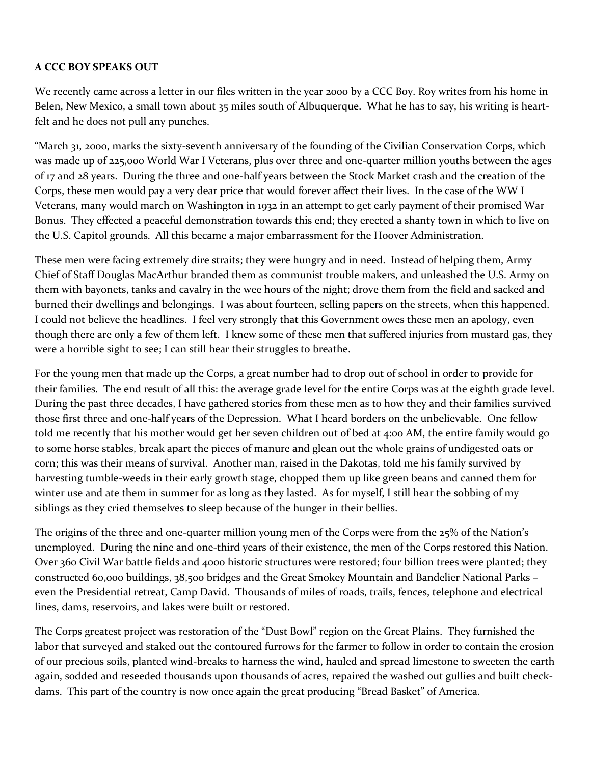**A CCC BOY SPEAKS OUT**

We recently came across a letter in our files written in the year 2000 by a CCC Boy. Roy writes from his home in Belen, New Mexico, a small town about 35 miles south of Albuquerque. What he has to say, his writing is heart-felt and he does not pull any punches.

"March 31, 2000, marks the sixty-seventh anniversary of the founding of the Civilian Conservation Corps, which was made up of 225,000 World War I Veterans, plus over three and one-quarter million youths between the ages of 17 and 28 years. During the three and one-half years between the Stock Market crash and the creation of the Corps, these men would pay a very dear price that would forever affect their lives. In the case of the WW I Veterans, many would march on Washington in 1932 in an attempt to get early payment of their promised War Bonus. They effected a peaceful demonstration towards this end; they erected a shanty town in which to live on the U.S. Capitol grounds. All this became a major embarrassment for the Hoover Administration.

These men were facing extremely dire straits; they were hungry and in need. Instead of helping them, Army Chief of Staff Douglas MacArthur branded them as communist trouble makers, and unleashed the U.S. Army on them with bayonets, tanks and cavalry in the wee hours of the night; drove them from the field and sacked and burned their dwellings and belongings. I was about fourteen, selling papers on the streets, when this happened. I could not believe the headlines. I feel very strongly that this Government owes these men an apology, even though there are only a few of them left. I knew some of these men that suffered injuries from mustard gas, they were a horrible sight to see; I can still hear their struggles to breathe.

For the young men that made up the Corps, a great number had to drop out of school in order to provide for their families. The end result of all this: the average grade level for the entire Corps was at the eighth grade level. During the past three decades, I have gathered stories from these men as to how they and their families survived those first three and one-half years of the Depression. What I heard borders on the unbelievable. One fellow told me recently that his mother would get her seven children out of bed at 4:00 AM, the entire family would go to some horse stables, break apart the pieces of manure and glean out the whole grains of undigested oats or corn; this was their means of survival. Another man, raised in the Dakotas, told me his family survived by harvesting tumble-weeds in their early growth stage, chopped them up like green beans and canned them for winter use and ate them in summer for as long as they lasted. As for myself, I still hear the sobbing of my siblings as they cried themselves to sleep because of the hunger in their bellies.

The origins of the three and one-quarter million young men of the Corps were from the 25% of the Nation's unemployed. During the nine and one-third years of their existence, the men of the Corps restored this Nation. Over 360 Civil War battle fields and 4000 historic structures were restored; four billion trees were planted; they constructed 60,000 buildings, 38,500 bridges and the Great Smokey Mountain and Bandelier National Parks – even the Presidential retreat, Camp David. Thousands of miles of roads, trails, fences, telephone and electrical lines, dams, reservoirs, and lakes were built or restored.

The Corps greatest project was restoration of the "Dust Bowl" region on the Great Plains. They furnished the labor that surveyed and staked out the contoured furrows for the farmer to follow in order to contain the erosion of our precious soils, planted wind-breaks to harness the wind, hauled and spread limestone to sweeten the earth again, sodded and reseeded thousands upon thousands of acres, repaired the washed out gullies and built check-dams. This part of the country is now once again the great producing "Bread Basket" of America.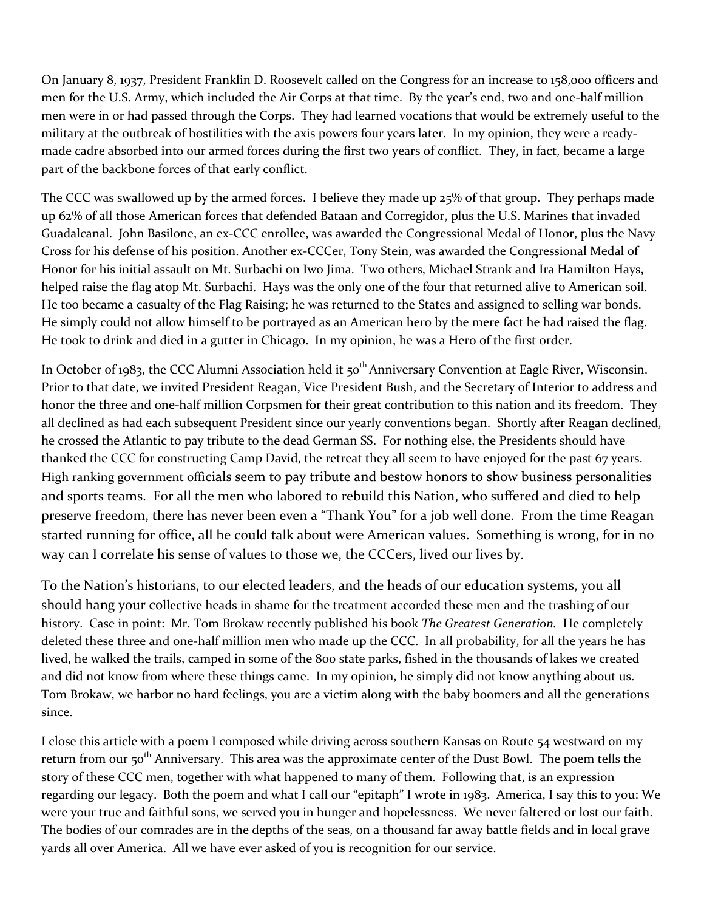On January 8, 1937, President Franklin D. Roosevelt called on the Congress for an increase to 158,000 officers and men for the U.S. Army, which included the Air Corps at that time. By the year's end, two and one-half million men were in or had passed through the Corps. They had learned vocations that would be extremely useful to the military at the outbreak of hostilities with the axis powers four years later. In my opinion, they were a ready-made cadre absorbed into our armed forces during the first two years of conflict. They, in fact, became a large part of the backbone forces of that early conflict.

The CCC was swallowed up by the armed forces. I believe they made up 25% of that group. They perhaps made up 62% of all those American forces that defended Bataan and Corregidor, plus the U.S. Marines that invaded Guadalcanal. John Basilone, an ex-CCC enrollee, was awarded the Congressional Medal of Honor, plus the Navy Cross for his defense of his position. Another ex-CCCer, Tony Stein, was awarded the Congressional Medal of Honor for his initial assault on Mt. Surbachi on Iwo Jima. Two others, Michael Strank and Ira Hamilton Hays, helped raise the flag atop Mt. Surbachi. Hays was the only one of the four that returned alive to American soil. He too became a casualty of the Flag Raising; he was returned to the States and assigned to selling war bonds. He simply could not allow himself to be portrayed as an American hero by the mere fact he had raised the flag. He took to drink and died in a gutter in Chicago. In my opinion, he was a Hero of the first order.

In October of 1983, the CCC Alumni Association held it 50th Anniversary Convention at Eagle River, Wisconsin. Prior to that date, we invited President Reagan, Vice President Bush, and the Secretary of Interior to address and honor the three and one-half million Corpsmen for their great contribution to this nation and its freedom. They all declined as had each subsequent President since our yearly conventions began. Shortly after Reagan declined, he crossed the Atlantic to pay tribute to the dead German SS. For nothing else, the Presidents should have thanked the CCC for constructing Camp David, the retreat they all seem to have enjoyed for the past 67 years. High ranking government officials seem to pay tribute and bestow honors to show business personalities and sports teams. For all the men who labored to rebuild this Nation, who suffered and died to help preserve freedom, there has never been even a "Thank You" for a job well done. From the time Reagan started running for office, all he could talk about were American values. Something is wrong, for in no way can I correlate his sense of values to those we, the CCCers, lived our lives by.

To the Nation's historians, to our elected leaders, and the heads of our education systems, you all should hang your collective heads in shame for the treatment accorded these men and the trashing of our history. Case in point: Mr. Tom Brokaw recently published his book *The Greatest Generation*. He completely deleted these three and one-half million men who made up the CCC. In all probability, for all the years he has lived, he walked the trails, camped in some of the 800 state parks, fished in the thousands of lakes we created and did not know from where these things came. In my opinion, he simply did not know anything about us. Tom Brokaw, we harbor no hard feelings, you are a victim along with the baby boomers and all the generations since.

I close this article with a poem I composed while driving across southern Kansas on Route 54 westward on my return from our 50th Anniversary. This area was the approximate center of the Dust Bowl. The poem tells the story of these CCC men, together with what happened to many of them. Following that, is an expression regarding our legacy. Both the poem and what I call our "epitaph" I wrote in 1983. America, I say this to you: We were your true and faithful sons, we served you in hunger and hopelessness. We never faltered or lost our faith. The bodies of our comrades are in the depths of the seas, on a thousand far away battle fields and in local grave yards all over America. All we have ever asked of you is recognition for our service.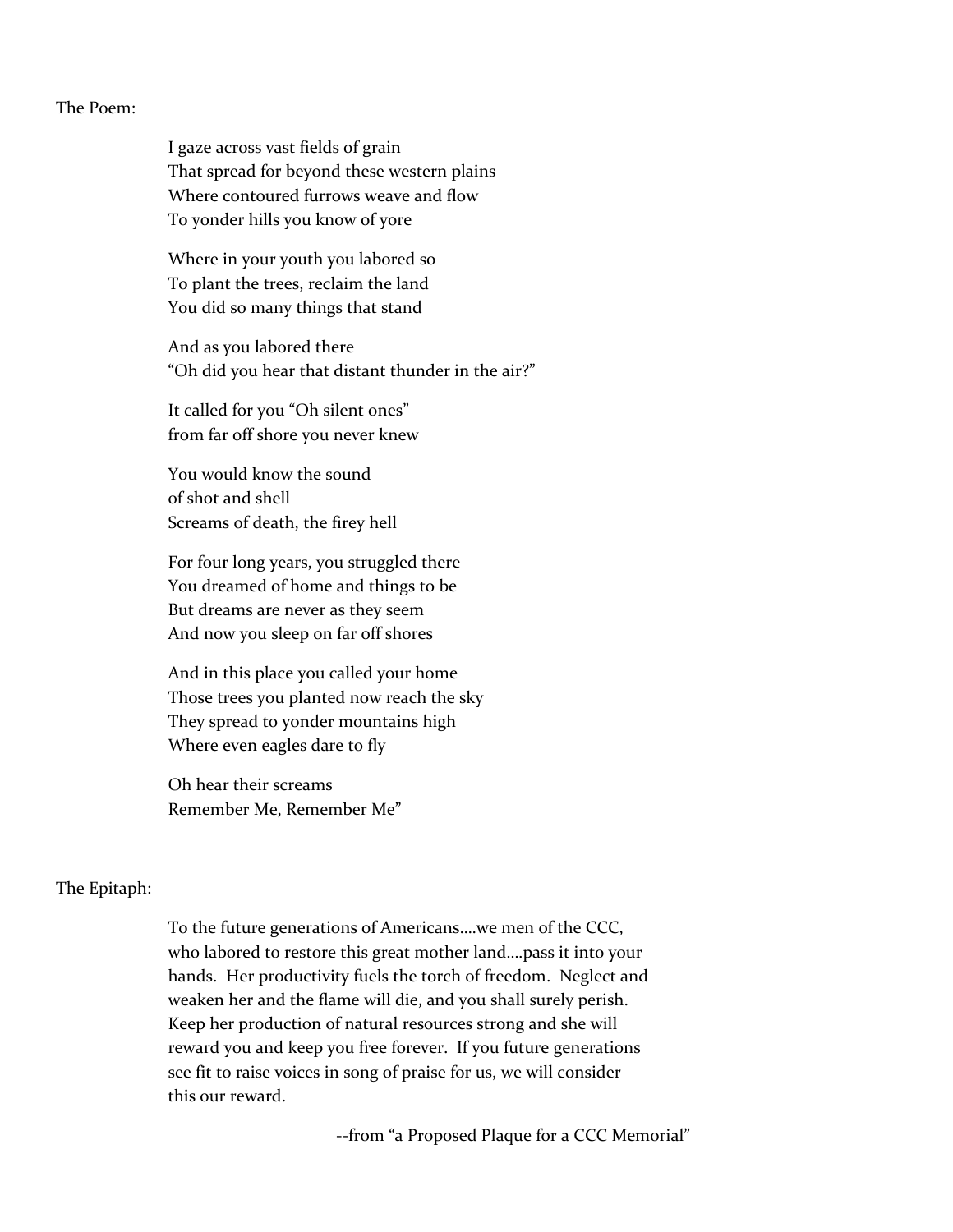The Poem:

I gaze across vast fields of grain
That spread for beyond these western plains
Where contoured furrows weave and flow
To yonder hills you know of yore

Where in your youth you labored so
To plant the trees, reclaim the land
You did so many things that stand

And as you labored there
"Oh did you hear that distant thunder in the air?"

It called for you "Oh silent ones"
from far off shore you never knew

You would know the sound
of shot and shell
Screams of death, the firey hell

For four long years, you struggled there
You dreamed of home and things to be
But dreams are never as they seem
And now you sleep on far off shores

And in this place you called your home
Those trees you planted now reach the sky
They spread to yonder mountains high
Where even eagles dare to fly

Oh hear their screams
Remember Me, Remember Me"

The Epitaph:

To the future generations of Americans....we men of the CCC, who labored to restore this great mother land....pass it into your hands. Her productivity fuels the torch of freedom. Neglect and weaken her and the flame will die, and you shall surely perish. Keep her production of natural resources strong and she will reward you and keep you free forever. If you future generations see fit to raise voices in song of praise for us, we will consider this our reward.

--from "a Proposed Plaque for a CCC Memorial"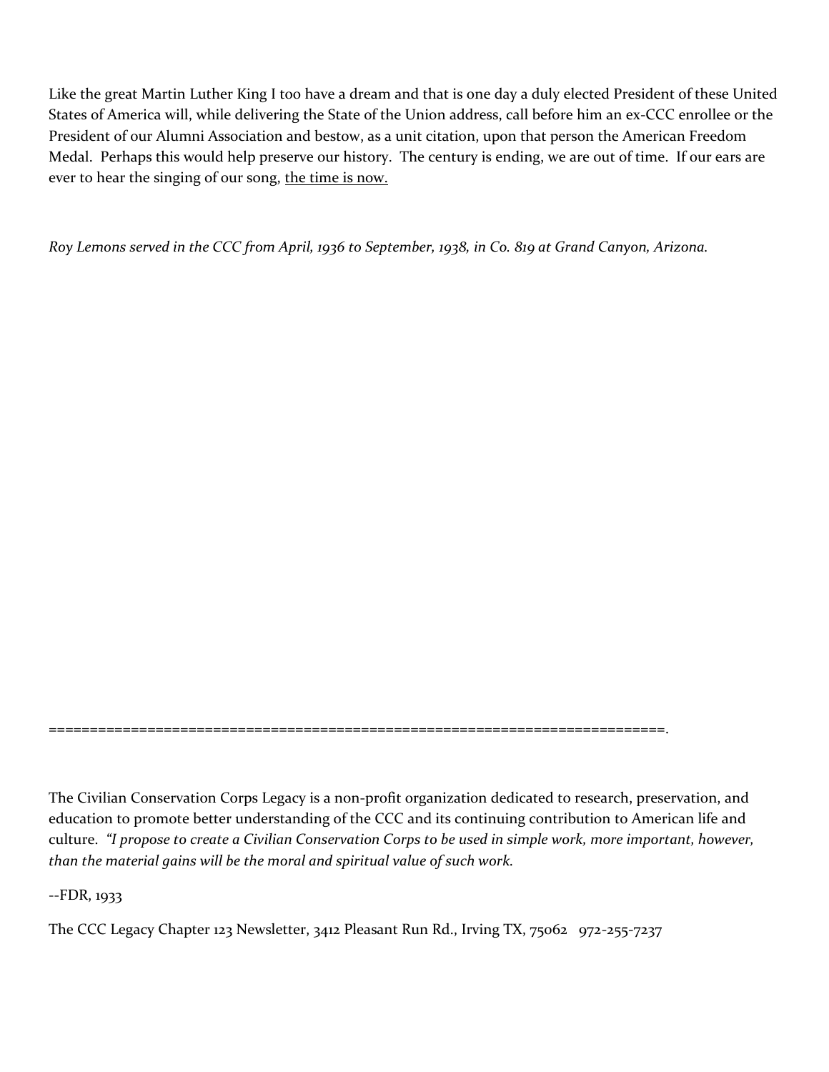Like the great Martin Luther King I too have a dream and that is one day a duly elected President of these United States of America will, while delivering the State of the Union address, call before him an ex-CCC enrollee or the President of our Alumni Association and bestow, as a unit citation, upon that person the American Freedom Medal. Perhaps this would help preserve our history. The century is ending, we are out of time. If our ears are ever to hear the singing of our song, <u>the time is now.</u>

*Roy Lemons served in the CCC from April, 1936 to September, 1938, in Co. 819 at Grand Canyon, Arizona.*

==========================================================================.

The Civilian Conservation Corps Legacy is a non-profit organization dedicated to research, preservation, and education to promote better understanding of the CCC and its continuing contribution to American life and culture. *"I propose to create a Civilian Conservation Corps to be used in simple work, more important, however, than the material gains will be the moral and spiritual value of such work.*

--FDR, 1933

The CCC Legacy Chapter 123 Newsletter, 3412 Pleasant Run Rd., Irving TX, 75062 972-255-7237